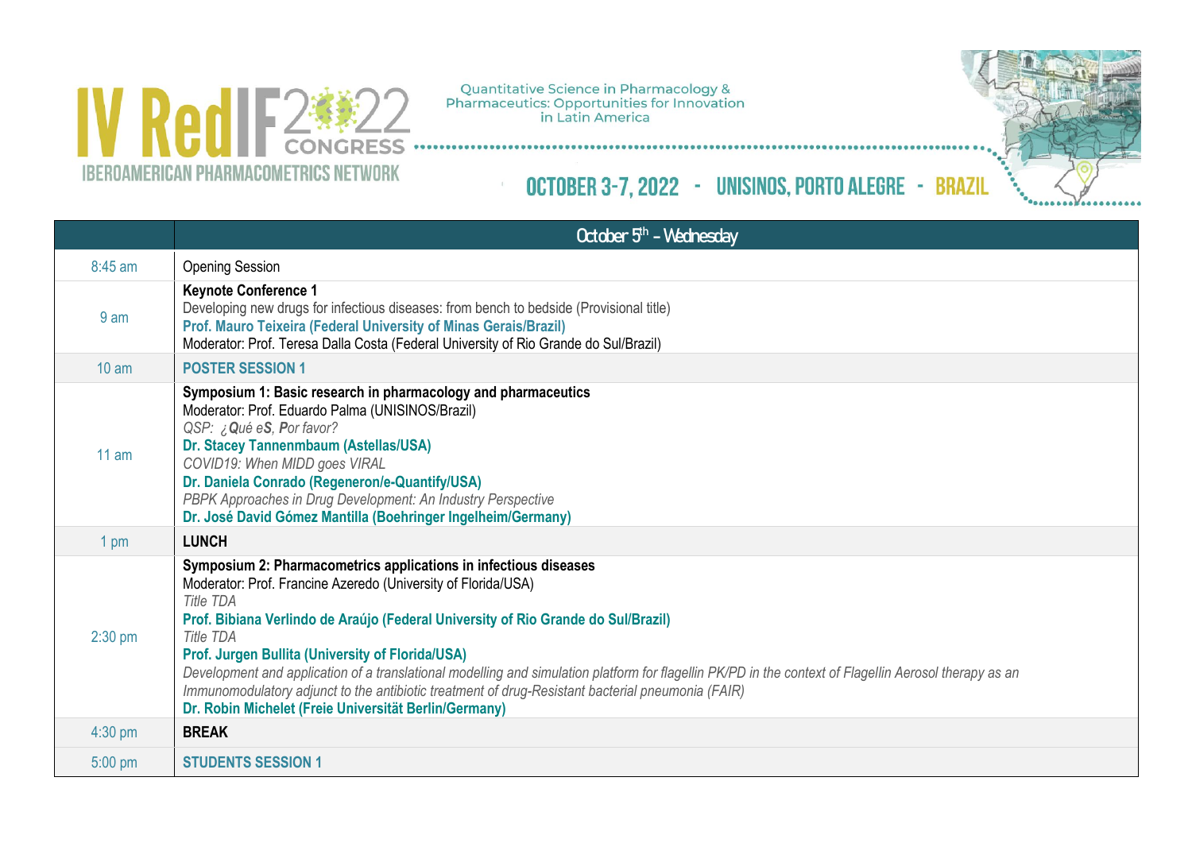# IV RedIF 2022 CONGRESS

IBEROAMERICAN PHARMACOMETRICS NETWORK

Quantitative Science in Pharmacology & Pharmaceutics: Opportunities for Innovation in Latin America

OCTOBER 3-7, 2022 - UNISINOS, PORTO ALEGRE - BRAZIL

| | October 5th – Wednesday |
|---|---|
| 8:45 am | Opening Session |
| 9 am | **Keynote Conference 1**<br>Developing new drugs for infectious diseases: from bench to bedside (Provisional title)<br>**Prof. Mauro Teixeira (Federal University of Minas Gerais/Brazil)**<br>Moderator: Prof. Teresa Dalla Costa (Federal University of Rio Grande do Sul/Brazil) |
| 10 am | **POSTER SESSION 1** |
| 11 am | **Symposium 1: Basic research in pharmacology and pharmaceutics**<br>Moderator: Prof. Eduardo Palma (UNISINOS/Brazil)<br>*QSP: ¿**Q**ué e**S**, **P**or favor?*<br>**Dr. Stacey Tannenmbaum (Astellas/USA)**<br>*COVID19: When MIDD goes VIRAL*<br>**Dr. Daniela Conrado (Regeneron/e-Quantify/USA)**<br>*PBPK Approaches in Drug Development: An Industry Perspective*<br>**Dr. José David Gómez Mantilla (Boehringer Ingelheim/Germany)** |
| 1 pm | **LUNCH** |
| 2:30 pm | **Symposium 2: Pharmacometrics applications in infectious diseases**<br>Moderator: Prof. Francine Azeredo (University of Florida/USA)<br>*Title TDA*<br>**Prof. Bibiana Verlindo de Araújo (Federal University of Rio Grande do Sul/Brazil)**<br>*Title TDA*<br>**Prof. Jurgen Bullita (University of Florida/USA)**<br>*Development and application of a translational modelling and simulation platform for flagellin PK/PD in the context of Flagellin Aerosol therapy as an Immunomodulatory adjunct to the antibiotic treatment of drug-Resistant bacterial pneumonia (FAIR)*<br>**Dr. Robin Michelet (Freie Universität Berlin/Germany)** |
| 4:30 pm | **BREAK** |
| 5:00 pm | **STUDENTS SESSION 1** |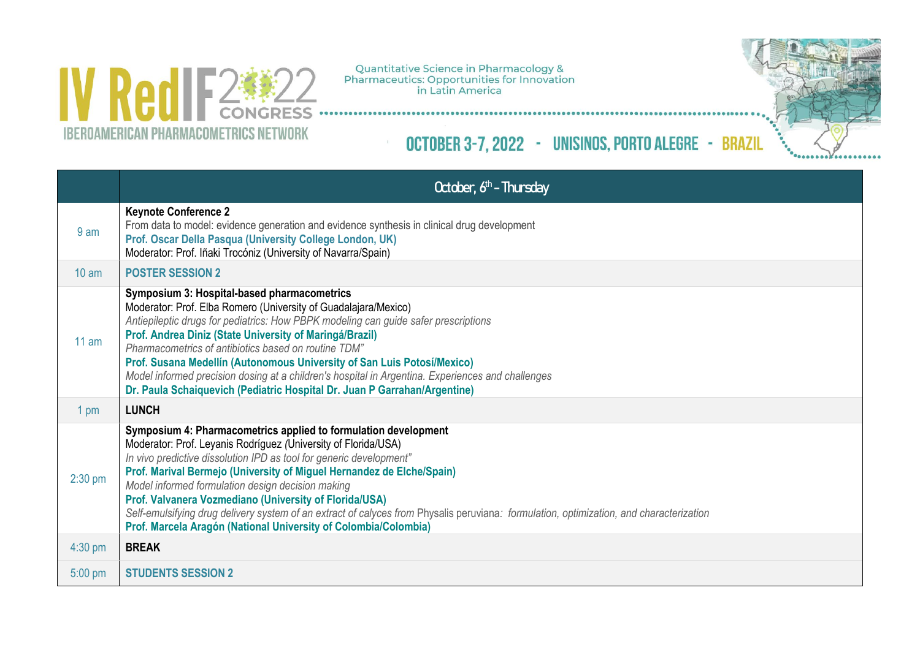| | October, 6[th] – Thursday |
|---|---|
| 9 am | **Keynote Conference 2**<br>From data to model: evidence generation and evidence synthesis in clinical drug development<br>**Prof. Oscar Della Pasqua (University College London, UK)**<br>Moderator: Prof. Iñaki Trocóniz (University of Navarra/Spain) |
| 10 am | **POSTER SESSION 2** |
| 11 am | **Symposium 3: Hospital-based pharmacometrics**<br>Moderator: Prof. Elba Romero (University of Guadalajara/Mexico)<br>*Antiepileptic drugs for pediatrics: How PBPK modeling can guide safer prescriptions*<br>**Prof. Andrea Diniz (State University of Maringá/Brazil)**<br>*Pharmacometrics of antibiotics based on routine TDM"*<br>**Prof. Susana Medellín (Autonomous University of San Luis Potosí/Mexico)**<br>*Model informed precision dosing at a children's hospital in Argentina. Experiences and challenges*<br>**Dr. Paula Schaiquevich (Pediatric Hospital Dr. Juan P Garrahan/Argentine)** |
| 1 pm | **LUNCH** |
| 2:30 pm | **Symposium 4: Pharmacometrics applied to formulation development**<br>Moderator: Prof. Leyanis Rodríguez (University of Florida/USA)<br>*In vivo predictive dissolution IPD as tool for generic development"*<br>**Prof. Marival Bermejo (University of Miguel Hernandez de Elche/Spain)**<br>*Model informed formulation design decision making*<br>**Prof. Valvanera Vozmediano (University of Florida/USA)**<br>*Self-emulsifying drug delivery system of an extract of calyces from* Physalis peruviana*: formulation, optimization, and characterization*<br>**Prof. Marcela Aragón (National University of Colombia/Colombia)** |
| 4:30 pm | **BREAK** |
| 5:00 pm | **STUDENTS SESSION 2** |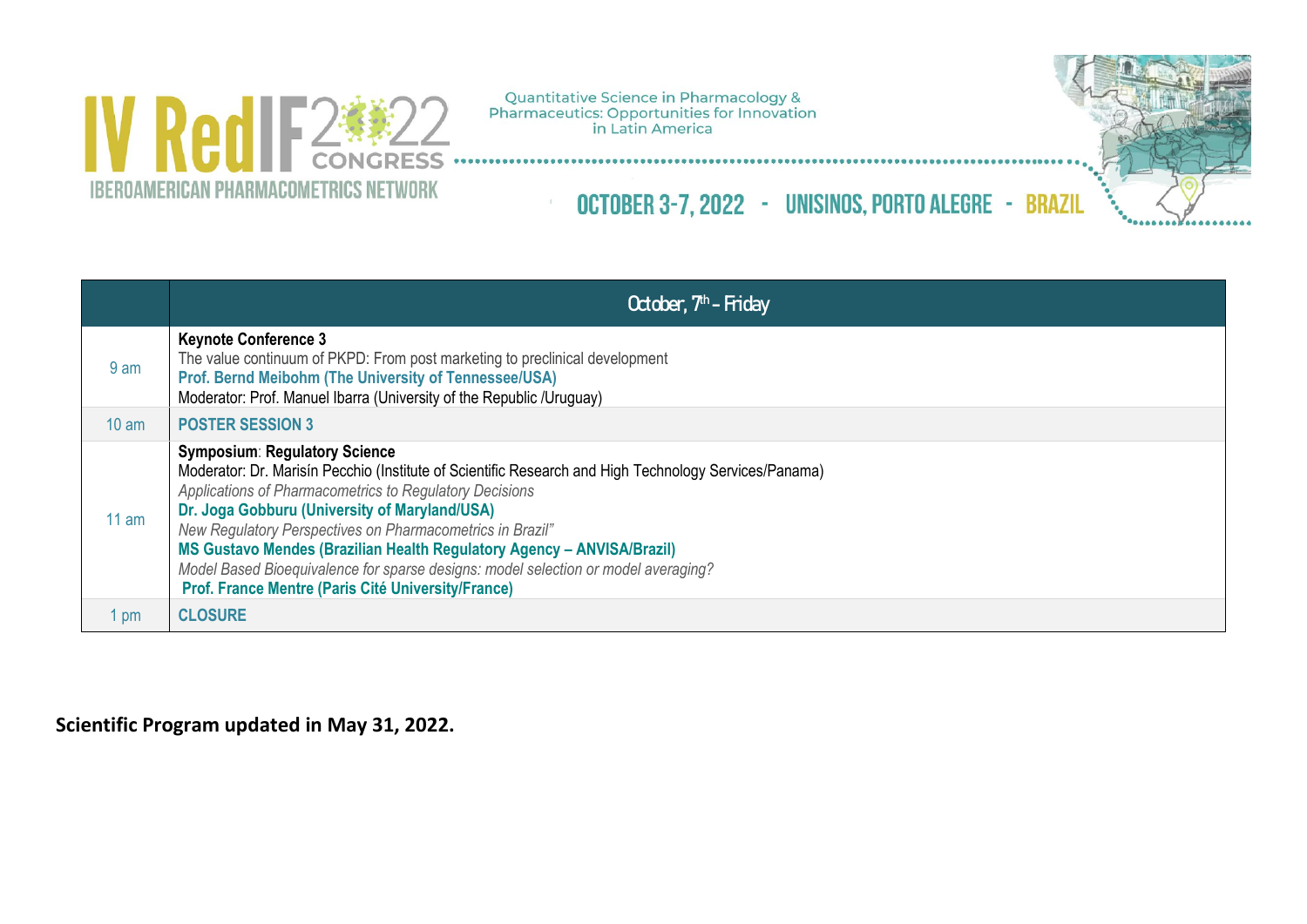IV RedIF 2022 CONGRESS
IBEROAMERICAN PHARMACOMETRICS NETWORK

Quantitative Science in Pharmacology & Pharmaceutics: Opportunities for Innovation in Latin America

OCTOBER 3-7, 2022 - UNISINOS, PORTO ALEGRE - BRAZIL

| | October, 7th – Friday |
|---|---|
| 9 am | **Keynote Conference 3**<br>The value continuum of PKPD: From post marketing to preclinical development<br>**Prof. Bernd Meibohm (The University of Tennessee/USA)**<br>Moderator: Prof. Manuel Ibarra (University of the Republic /Uruguay) |
| 10 am | **POSTER SESSION 3** |
| 11 am | **Symposium**: **Regulatory Science**<br>Moderator: Dr. Marisín Pecchio (Institute of Scientific Research and High Technology Services/Panama)<br>*Applications of Pharmacometrics to Regulatory Decisions*<br>**Dr. Joga Gobburu (University of Maryland/USA)**<br>*New Regulatory Perspectives on Pharmacometrics in Brazil"*<br>**MS Gustavo Mendes (Brazilian Health Regulatory Agency – ANVISA/Brazil)**<br>*Model Based Bioequivalence for sparse designs: model selection or model averaging?*<br>**Prof. France Mentre (Paris Cité University/France)** |
| 1 pm | **CLOSURE** |

**Scientific Program updated in May 31, 2022.**